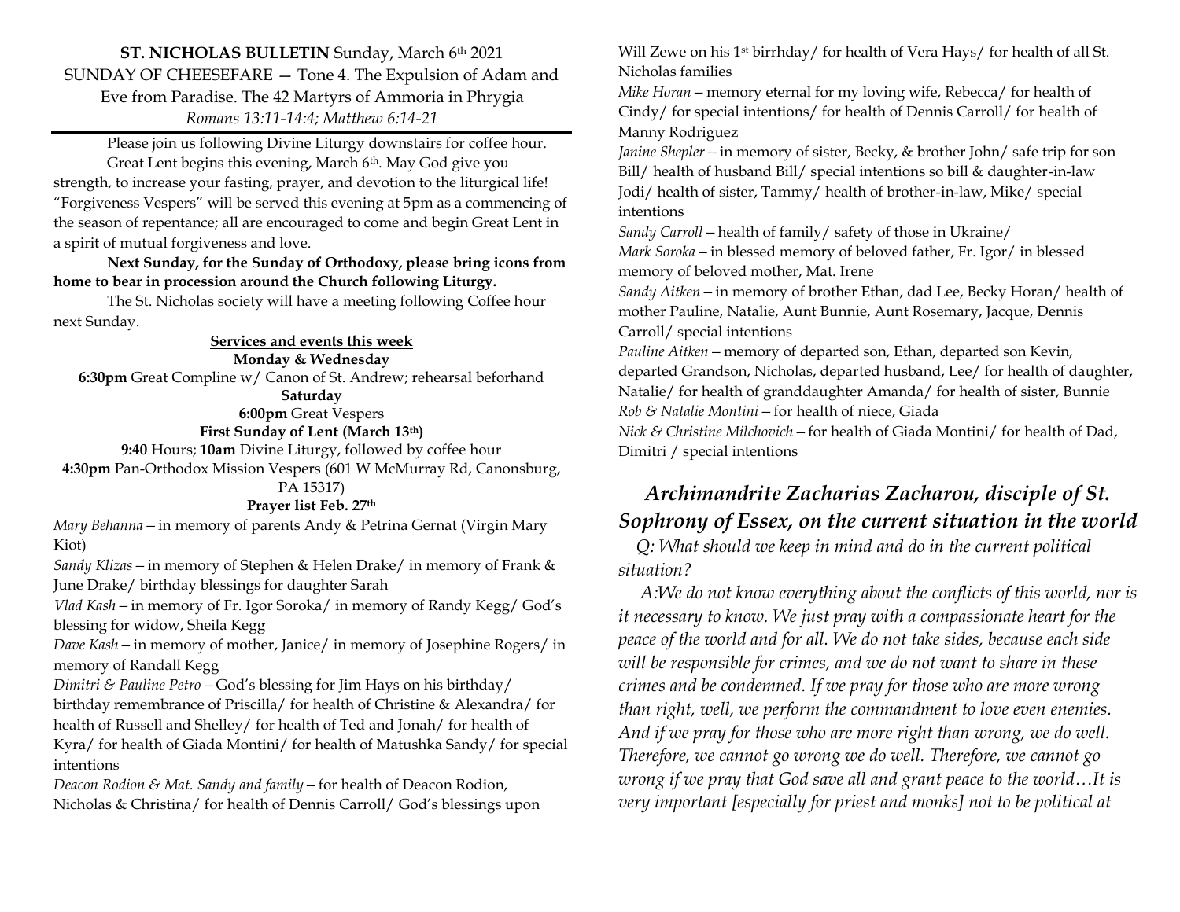**ST. NICHOLAS BULLETIN** Sunday, March 6th 2021
SUNDAY OF CHEESEFARE — Tone 4. The Expulsion of Adam and Eve from Paradise. The 42 Martyrs of Ammoria in Phrygia
*Romans 13:11-14:4; Matthew 6:14-21*

Please join us following Divine Liturgy downstairs for coffee hour.

Great Lent begins this evening, March 6th. May God give you strength, to increase your fasting, prayer, and devotion to the liturgical life! "Forgiveness Vespers" will be served this evening at 5pm as a commencing of the season of repentance; all are encouraged to come and begin Great Lent in a spirit of mutual forgiveness and love.

**Next Sunday, for the Sunday of Orthodoxy, please bring icons from home to bear in procession around the Church following Liturgy.**

The St. Nicholas society will have a meeting following Coffee hour next Sunday.

**Services and events this week**

**Monday & Wednesday**
**6:30pm** Great Compline w/ Canon of St. Andrew; rehearsal beforhand

**Saturday**
**6:00pm** Great Vespers

**First Sunday of Lent (March 13th)**
**9:40** Hours; **10am** Divine Liturgy, followed by coffee hour
**4:30pm** Pan-Orthodox Mission Vespers (601 W McMurray Rd, Canonsburg, PA 15317)

**Prayer list Feb. 27th**

*Mary Behanna* – in memory of parents Andy & Petrina Gernat (Virgin Mary Kiot)

*Sandy Klizas* – in memory of Stephen & Helen Drake/ in memory of Frank & June Drake/ birthday blessings for daughter Sarah

*Vlad Kash* – in memory of Fr. Igor Soroka/ in memory of Randy Kegg/ God's blessing for widow, Sheila Kegg

*Dave Kash* – in memory of mother, Janice/ in memory of Josephine Rogers/ in memory of Randall Kegg

*Dimitri & Pauline Petro* – God's blessing for Jim Hays on his birthday/ birthday remembrance of Priscilla/ for health of Christine & Alexandra/ for health of Russell and Shelley/ for health of Ted and Jonah/ for health of Kyra/ for health of Giada Montini/ for health of Matushka Sandy/ for special intentions

*Deacon Rodion & Mat. Sandy and family* – for health of Deacon Rodion, Nicholas & Christina/ for health of Dennis Carroll/ God's blessings upon Will Zewe on his 1st birrhday/ for health of Vera Hays/ for health of all St. Nicholas families

*Mike Horan* – memory eternal for my loving wife, Rebecca/ for health of Cindy/ for special intentions/ for health of Dennis Carroll/ for health of Manny Rodriguez

*Janine Shepler* – in memory of sister, Becky, & brother John/ safe trip for son Bill/ health of husband Bill/ special intentions so bill & daughter-in-law Jodi/ health of sister, Tammy/ health of brother-in-law, Mike/ special intentions

*Sandy Carroll* – health of family/ safety of those in Ukraine/

*Mark Soroka* – in blessed memory of beloved father, Fr. Igor/ in blessed memory of beloved mother, Mat. Irene

*Sandy Aitken* – in memory of brother Ethan, dad Lee, Becky Horan/ health of mother Pauline, Natalie, Aunt Bunnie, Aunt Rosemary, Jacque, Dennis Carroll/ special intentions

*Pauline Aitken* – memory of departed son, Ethan, departed son Kevin, departed Grandson, Nicholas, departed husband, Lee/ for health of daughter, Natalie/ for health of granddaughter Amanda/ for health of sister, Bunnie

*Rob & Natalie Montini* – for health of niece, Giada

*Nick & Christine Milchovich* – for health of Giada Montini/ for health of Dad, Dimitri / special intentions

## *Archimandrite Zacharias Zacharou, disciple of St. Sophrony of Essex, on the current situation in the world*

*Q: What should we keep in mind and do in the current political situation?*

*A:We do not know everything about the conflicts of this world, nor is it necessary to know. We just pray with a compassionate heart for the peace of the world and for all. We do not take sides, because each side will be responsible for crimes, and we do not want to share in these crimes and be condemned. If we pray for those who are more wrong than right, well, we perform the commandment to love even enemies. And if we pray for those who are more right than wrong, we do well. Therefore, we cannot go wrong we do well. Therefore, we cannot go wrong if we pray that God save all and grant peace to the world…It is very important [especially for priest and monks] not to be political at*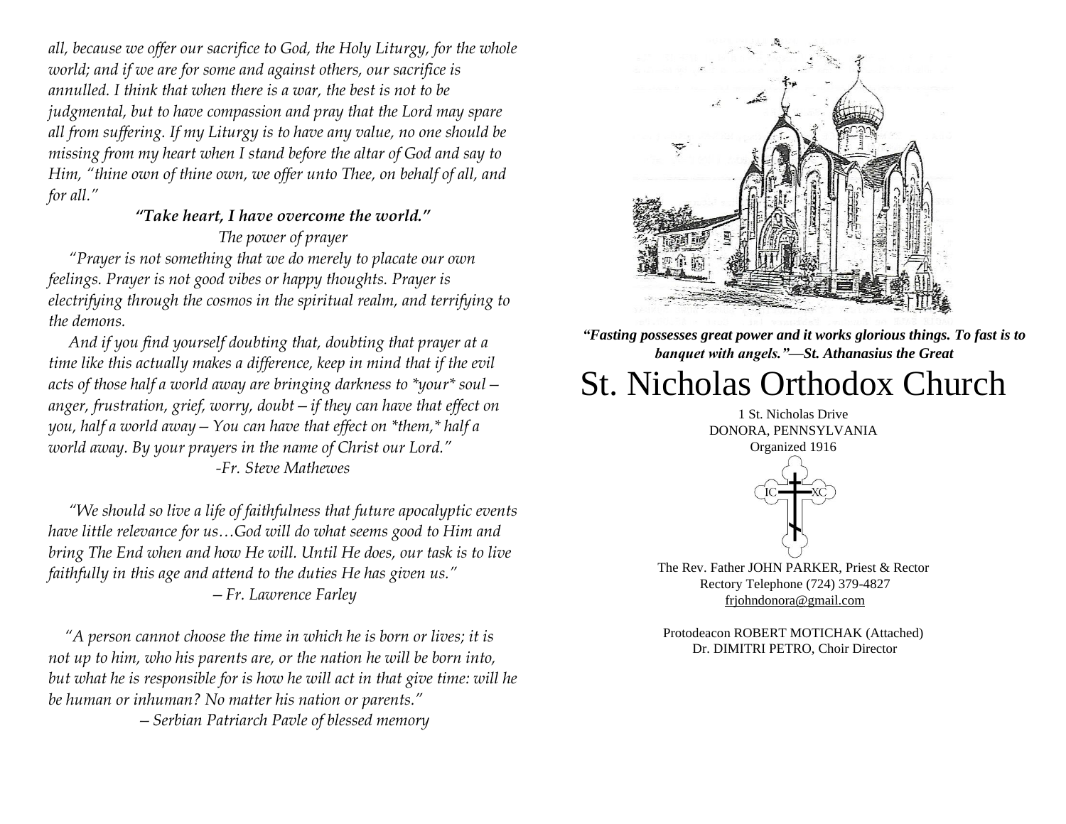*all, because we offer our sacrifice to God, the Holy Liturgy, for the whole world; and if we are for some and against others, our sacrifice is annulled. I think that when there is a war, the best is not to be judgmental, but to have compassion and pray that the Lord may spare all from suffering. If my Liturgy is to have any value, no one should be missing from my heart when I stand before the altar of God and say to Him, "thine own of thine own, we offer unto Thee, on behalf of all, and for all."*

***"Take heart, I have overcome the world."***

*The power of prayer*

*"Prayer is not something that we do merely to placate our own feelings. Prayer is not good vibes or happy thoughts. Prayer is electrifying through the cosmos in the spiritual realm, and terrifying to the demons.*

*And if you find yourself doubting that, doubting that prayer at a time like this actually makes a difference, keep in mind that if the evil acts of those half a world away are bringing darkness to *your* soul – anger, frustration, grief, worry, doubt – if they can have that effect on you, half a world away – You can have that effect on *them,* half a world away. By your prayers in the name of Christ our Lord."*

*-Fr. Steve Mathewes*

*"We should so live a life of faithfulness that future apocalyptic events have little relevance for us…God will do what seems good to Him and bring The End when and how He will. Until He does, our task is to live faithfully in this age and attend to the duties He has given us."*

*– Fr. Lawrence Farley*

*"A person cannot choose the time in which he is born or lives; it is not up to him, who his parents are, or the nation he will be born into, but what he is responsible for is how he will act in that give time: will he be human or inhuman? No matter his nation or parents."*

*– Serbian Patriarch Pavle of blessed memory*

***"Fasting possesses great power and it works glorious things. To fast is to banquet with angels."—St. Athanasius the Great***

# St. Nicholas Orthodox Church

1 St. Nicholas Drive
DONORA, PENNSYLVANIA
Organized 1916

IC XC

The Rev. Father JOHN PARKER, Priest & Rector
Rectory Telephone (724) 379-4827
frjohndonora@gmail.com

Protodeacon ROBERT MOTICHAK (Attached)
Dr. DIMITRI PETRO, Choir Director